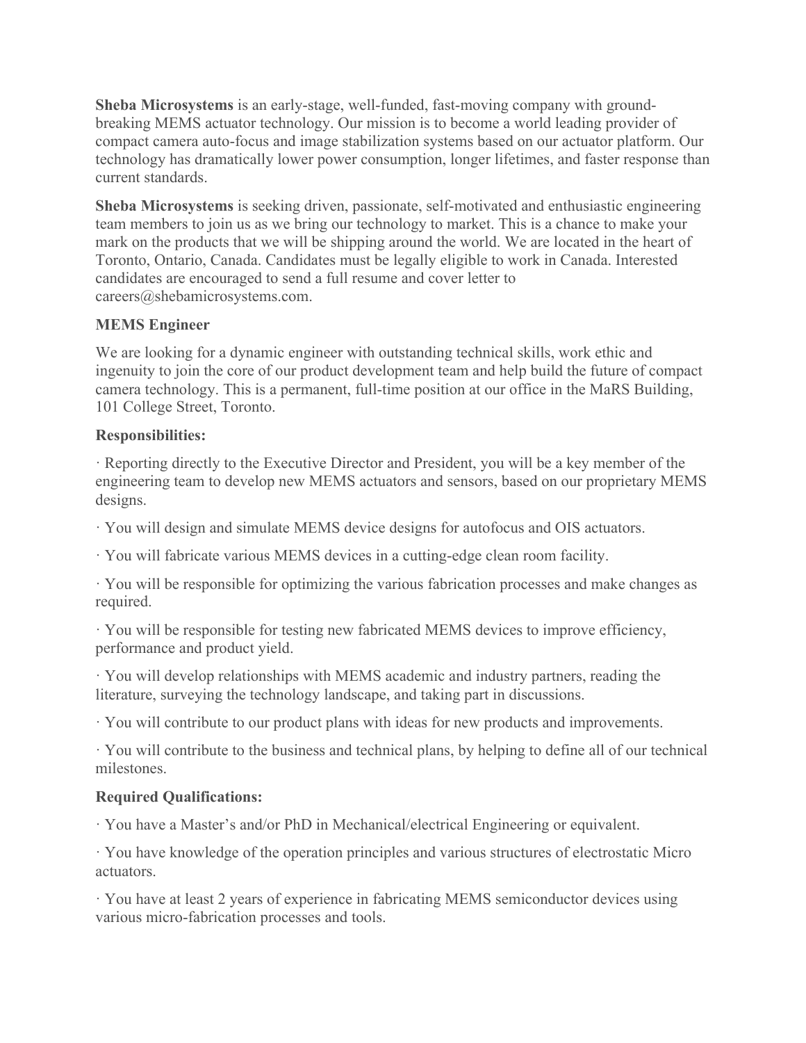**Sheba Microsystems** is an early-stage, well-funded, fast-moving company with ground-breaking MEMS actuator technology. Our mission is to become a world leading provider of compact camera auto-focus and image stabilization systems based on our actuator platform. Our technology has dramatically lower power consumption, longer lifetimes, and faster response than current standards.

**Sheba Microsystems** is seeking driven, passionate, self-motivated and enthusiastic engineering team members to join us as we bring our technology to market. This is a chance to make your mark on the products that we will be shipping around the world. We are located in the heart of Toronto, Ontario, Canada. Candidates must be legally eligible to work in Canada. Interested candidates are encouraged to send a full resume and cover letter to careers@shebamicrosystems.com.

**MEMS Engineer**

We are looking for a dynamic engineer with outstanding technical skills, work ethic and ingenuity to join the core of our product development team and help build the future of compact camera technology. This is a permanent, full-time position at our office in the MaRS Building, 101 College Street, Toronto.

**Responsibilities:**

· Reporting directly to the Executive Director and President, you will be a key member of the engineering team to develop new MEMS actuators and sensors, based on our proprietary MEMS designs.

· You will design and simulate MEMS device designs for autofocus and OIS actuators.

· You will fabricate various MEMS devices in a cutting-edge clean room facility.

· You will be responsible for optimizing the various fabrication processes and make changes as required.

· You will be responsible for testing new fabricated MEMS devices to improve efficiency, performance and product yield.

· You will develop relationships with MEMS academic and industry partners, reading the literature, surveying the technology landscape, and taking part in discussions.

· You will contribute to our product plans with ideas for new products and improvements.

· You will contribute to the business and technical plans, by helping to define all of our technical milestones.

**Required Qualifications:**

· You have a Master's and/or PhD in Mechanical/electrical Engineering or equivalent.

· You have knowledge of the operation principles and various structures of electrostatic Micro actuators.

· You have at least 2 years of experience in fabricating MEMS semiconductor devices using various micro-fabrication processes and tools.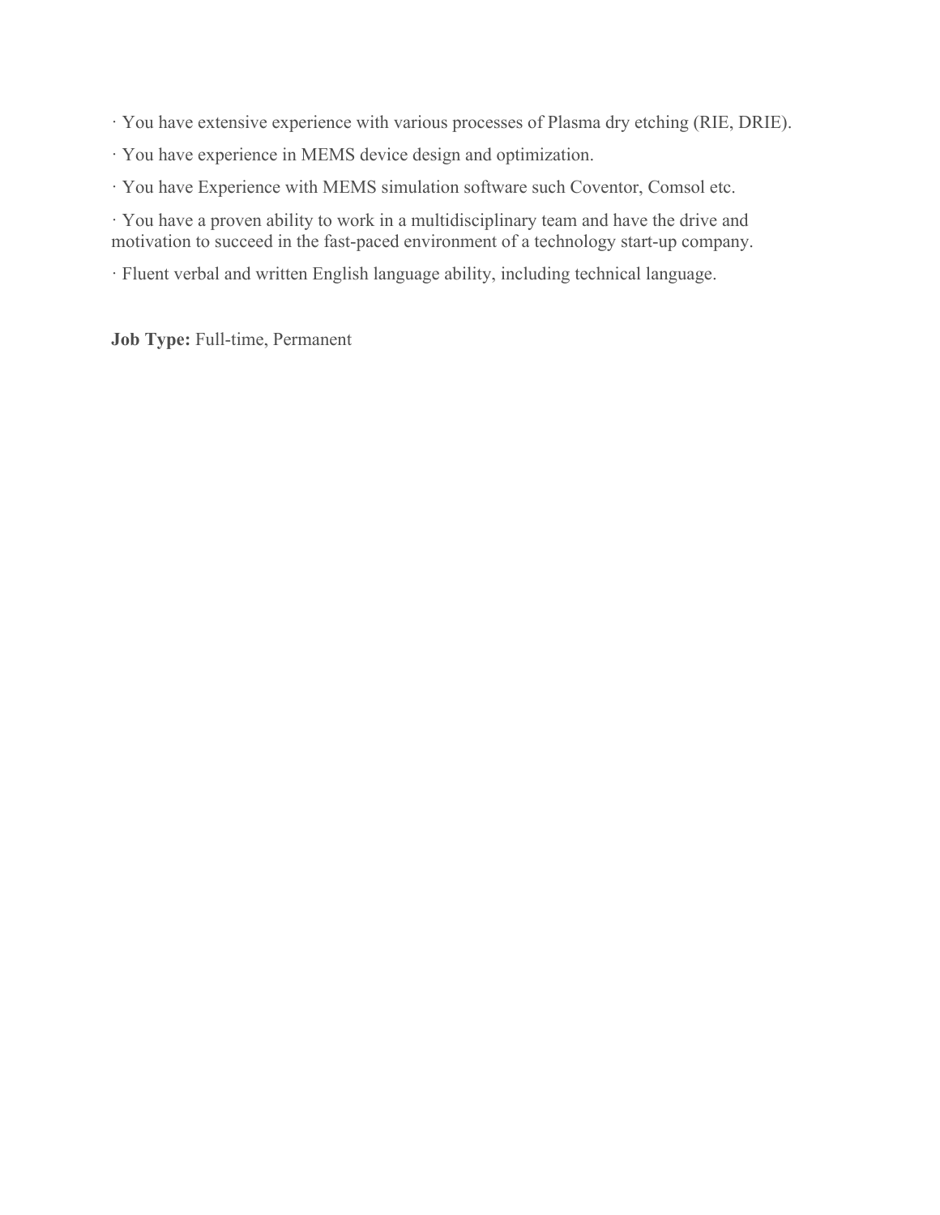· You have extensive experience with various processes of Plasma dry etching (RIE, DRIE).

· You have experience in MEMS device design and optimization.

· You have Experience with MEMS simulation software such Coventor, Comsol etc.

· You have a proven ability to work in a multidisciplinary team and have the drive and motivation to succeed in the fast-paced environment of a technology start-up company.

· Fluent verbal and written English language ability, including technical language.

**Job Type:** Full-time, Permanent